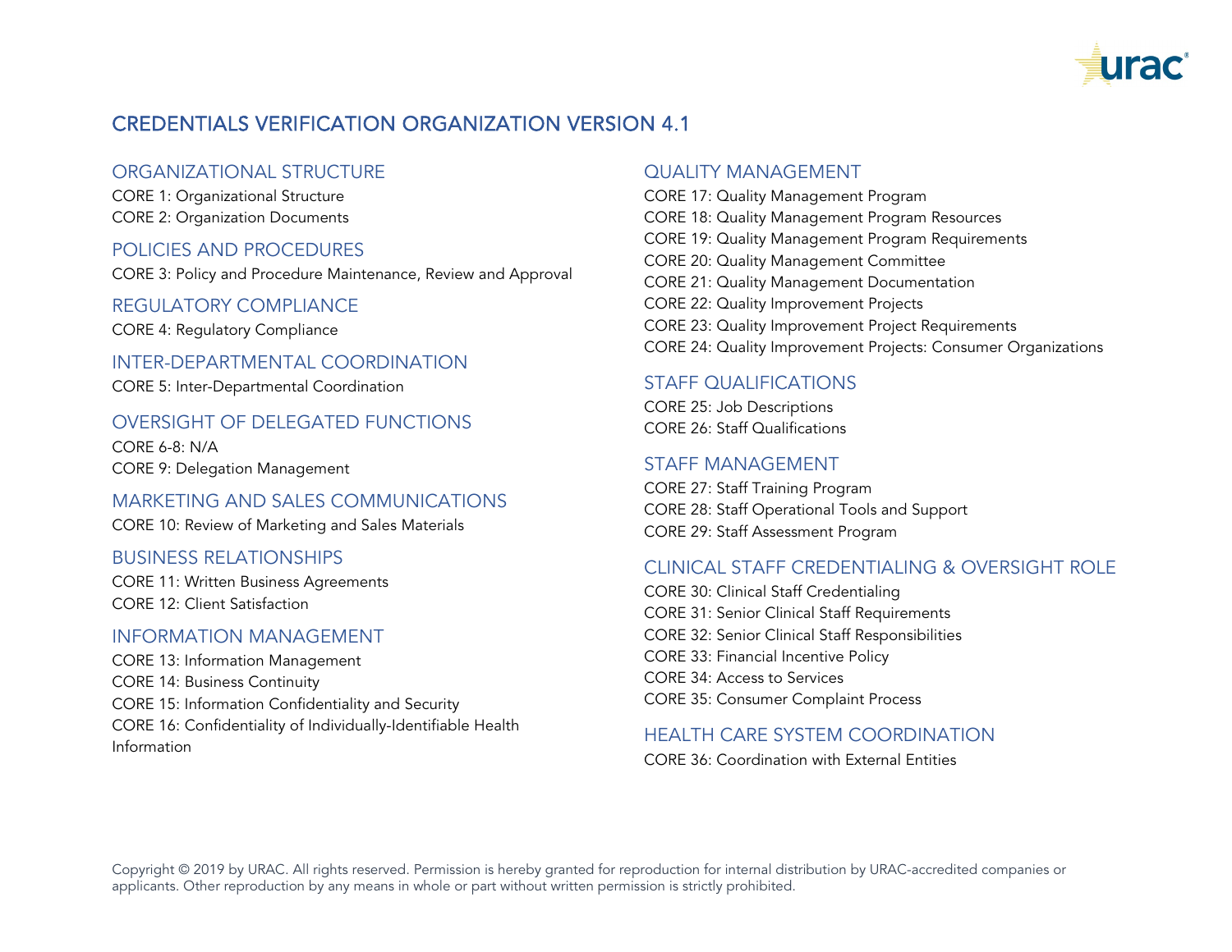# CREDENTIALS VERIFICATION ORGANIZATION VERSION 4.1

## ORGANIZATIONAL STRUCTURE

CORE 1: Organizational Structure
CORE 2: Organization Documents

## POLICIES AND PROCEDURES

CORE 3: Policy and Procedure Maintenance, Review and Approval

## REGULATORY COMPLIANCE

CORE 4: Regulatory Compliance

## INTER-DEPARTMENTAL COORDINATION

CORE 5: Inter-Departmental Coordination

## OVERSIGHT OF DELEGATED FUNCTIONS

CORE 6-8: N/A
CORE 9: Delegation Management

## MARKETING AND SALES COMMUNICATIONS

CORE 10: Review of Marketing and Sales Materials

## BUSINESS RELATIONSHIPS

CORE 11: Written Business Agreements
CORE 12: Client Satisfaction

## INFORMATION MANAGEMENT

CORE 13: Information Management
CORE 14: Business Continuity
CORE 15: Information Confidentiality and Security
CORE 16: Confidentiality of Individually-Identifiable Health Information

## QUALITY MANAGEMENT

CORE 17: Quality Management Program
CORE 18: Quality Management Program Resources
CORE 19: Quality Management Program Requirements
CORE 20: Quality Management Committee
CORE 21: Quality Management Documentation
CORE 22: Quality Improvement Projects
CORE 23: Quality Improvement Project Requirements
CORE 24: Quality Improvement Projects: Consumer Organizations

## STAFF QUALIFICATIONS

CORE 25: Job Descriptions
CORE 26: Staff Qualifications

## STAFF MANAGEMENT

CORE 27: Staff Training Program
CORE 28: Staff Operational Tools and Support
CORE 29: Staff Assessment Program

## CLINICAL STAFF CREDENTIALING & OVERSIGHT ROLE

CORE 30: Clinical Staff Credentialing
CORE 31: Senior Clinical Staff Requirements
CORE 32: Senior Clinical Staff Responsibilities
CORE 33: Financial Incentive Policy
CORE 34: Access to Services
CORE 35: Consumer Complaint Process

## HEALTH CARE SYSTEM COORDINATION

CORE 36: Coordination with External Entities

Copyright © 2019 by URAC. All rights reserved. Permission is hereby granted for reproduction for internal distribution by URAC-accredited companies or applicants. Other reproduction by any means in whole or part without written permission is strictly prohibited.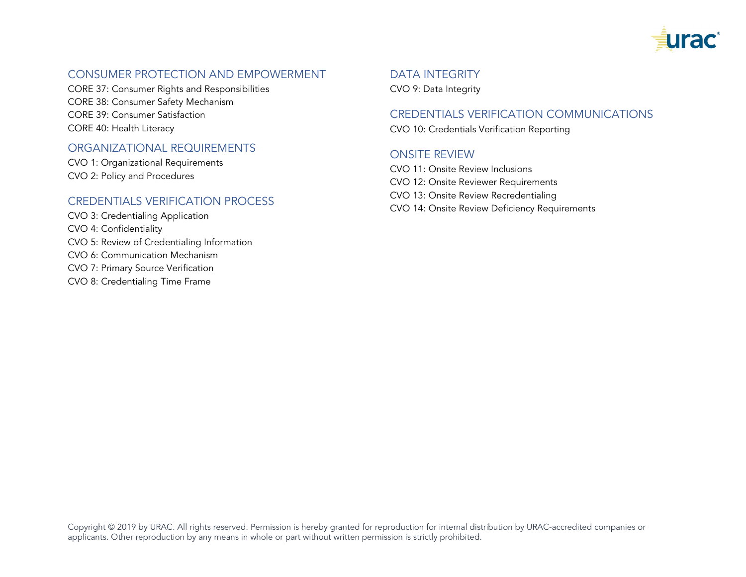## CONSUMER PROTECTION AND EMPOWERMENT

CORE 37: Consumer Rights and Responsibilities
CORE 38: Consumer Safety Mechanism
CORE 39: Consumer Satisfaction
CORE 40: Health Literacy

## ORGANIZATIONAL REQUIREMENTS

CVO 1: Organizational Requirements
CVO 2: Policy and Procedures

## CREDENTIALS VERIFICATION PROCESS

CVO 3: Credentialing Application
CVO 4: Confidentiality
CVO 5: Review of Credentialing Information
CVO 6: Communication Mechanism
CVO 7: Primary Source Verification
CVO 8: Credentialing Time Frame

## DATA INTEGRITY

CVO 9: Data Integrity

## CREDENTIALS VERIFICATION COMMUNICATIONS

CVO 10: Credentials Verification Reporting

## ONSITE REVIEW

CVO 11: Onsite Review Inclusions
CVO 12: Onsite Reviewer Requirements
CVO 13: Onsite Review Recredentialing
CVO 14: Onsite Review Deficiency Requirements

Copyright © 2019 by URAC. All rights reserved. Permission is hereby granted for reproduction for internal distribution by URAC-accredited companies or applicants. Other reproduction by any means in whole or part without written permission is strictly prohibited.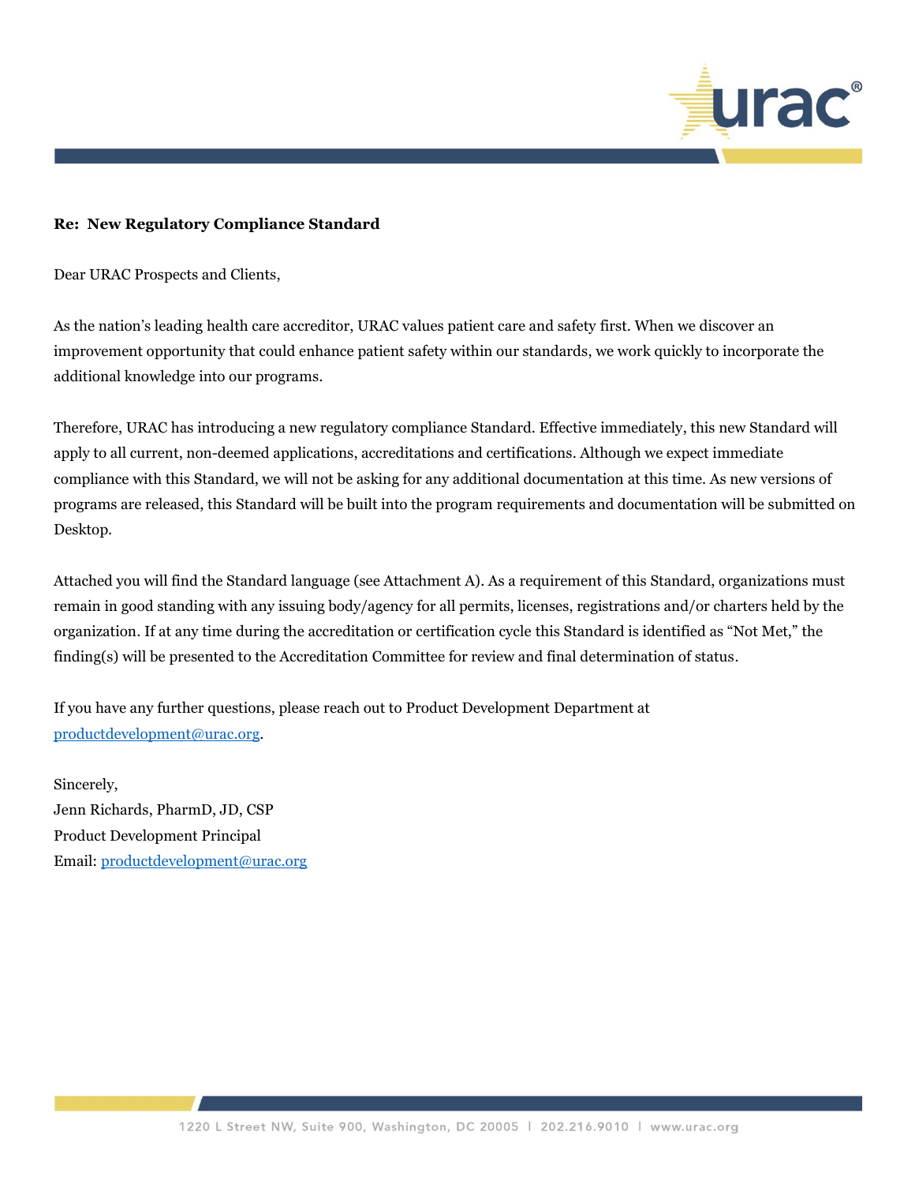**Re: New Regulatory Compliance Standard**

Dear URAC Prospects and Clients,

As the nation's leading health care accreditor, URAC values patient care and safety first. When we discover an improvement opportunity that could enhance patient safety within our standards, we work quickly to incorporate the additional knowledge into our programs.

Therefore, URAC has introducing a new regulatory compliance Standard. Effective immediately, this new Standard will apply to all current, non-deemed applications, accreditations and certifications. Although we expect immediate compliance with this Standard, we will not be asking for any additional documentation at this time. As new versions of programs are released, this Standard will be built into the program requirements and documentation will be submitted on Desktop.

Attached you will find the Standard language (see Attachment A). As a requirement of this Standard, organizations must remain in good standing with any issuing body/agency for all permits, licenses, registrations and/or charters held by the organization. If at any time during the accreditation or certification cycle this Standard is identified as "Not Met," the finding(s) will be presented to the Accreditation Committee for review and final determination of status.

If you have any further questions, please reach out to Product Development Department at productdevelopment@urac.org.

Sincerely,
Jenn Richards, PharmD, JD, CSP
Product Development Principal
Email: productdevelopment@urac.org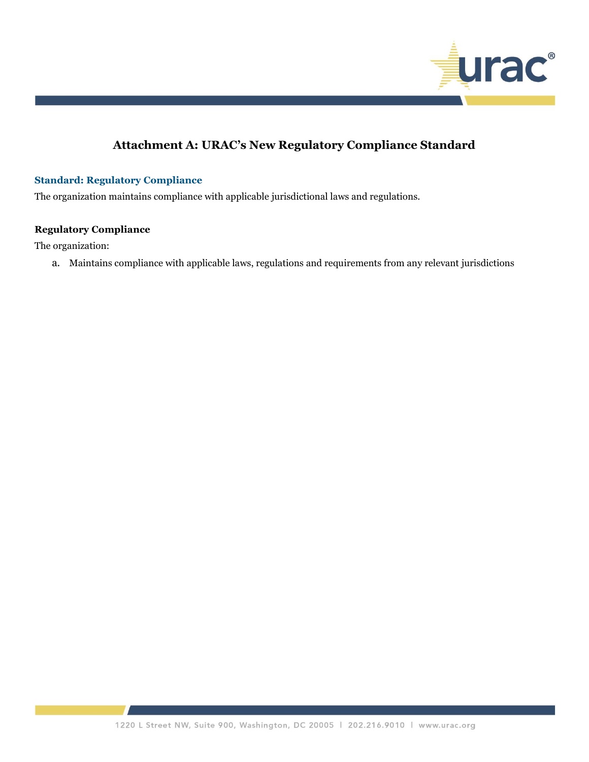# Attachment A: URAC's New Regulatory Compliance Standard

### Standard: Regulatory Compliance

The organization maintains compliance with applicable jurisdictional laws and regulations.

**Regulatory Compliance**

The organization:

a. Maintains compliance with applicable laws, regulations and requirements from any relevant jurisdictions